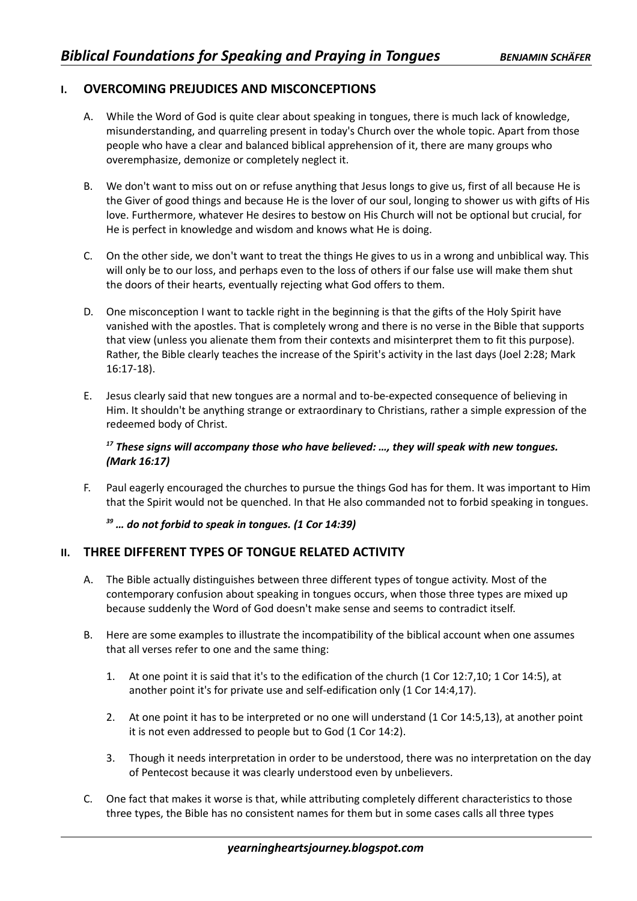# Biblical Foundations for Speaking and Praying in Tongues

**BENJAMIN SCHÄFER**

## I. OVERCOMING PREJUDICES AND MISCONCEPTIONS

A. While the Word of God is quite clear about speaking in tongues, there is much lack of knowledge, misunderstanding, and quarreling present in today's Church over the whole topic. Apart from those people who have a clear and balanced biblical apprehension of it, there are many groups who overemphasize, demonize or completely neglect it.

B. We don't want to miss out on or refuse anything that Jesus longs to give us, first of all because He is the Giver of good things and because He is the lover of our soul, longing to shower us with gifts of His love. Furthermore, whatever He desires to bestow on His Church will not be optional but crucial, for He is perfect in knowledge and wisdom and knows what He is doing.

C. On the other side, we don't want to treat the things He gives to us in a wrong and unbiblical way. This will only be to our loss, and perhaps even to the loss of others if our false use will make them shut the doors of their hearts, eventually rejecting what God offers to them.

D. One misconception I want to tackle right in the beginning is that the gifts of the Holy Spirit have vanished with the apostles. That is completely wrong and there is no verse in the Bible that supports that view (unless you alienate them from their contexts and misinterpret them to fit this purpose). Rather, the Bible clearly teaches the increase of the Spirit's activity in the last days (Joel 2:28; Mark 16:17-18).

E. Jesus clearly said that new tongues are a normal and to-be-expected consequence of believing in Him. It shouldn't be anything strange or extraordinary to Christians, rather a simple expression of the redeemed body of Christ.

> ***[17] These signs will accompany those who have believed: …, they will speak with new tongues. (Mark 16:17)***

F. Paul eagerly encouraged the churches to pursue the things God has for them. It was important to Him that the Spirit would not be quenched. In that He also commanded not to forbid speaking in tongues.

> ***[39] … do not forbid to speak in tongues. (1 Cor 14:39)***

## II. THREE DIFFERENT TYPES OF TONGUE RELATED ACTIVITY

A. The Bible actually distinguishes between three different types of tongue activity. Most of the contemporary confusion about speaking in tongues occurs, when those three types are mixed up because suddenly the Word of God doesn't make sense and seems to contradict itself.

B. Here are some examples to illustrate the incompatibility of the biblical account when one assumes that all verses refer to one and the same thing:

1. At one point it is said that it's to the edification of the church (1 Cor 12:7,10; 1 Cor 14:5), at another point it's for private use and self-edification only (1 Cor 14:4,17).
2. At one point it has to be interpreted or no one will understand (1 Cor 14:5,13), at another point it is not even addressed to people but to God (1 Cor 14:2).
3. Though it needs interpretation in order to be understood, there was no interpretation on the day of Pentecost because it was clearly understood even by unbelievers.

C. One fact that makes it worse is that, while attributing completely different characteristics to those three types, the Bible has no consistent names for them but in some cases calls all three types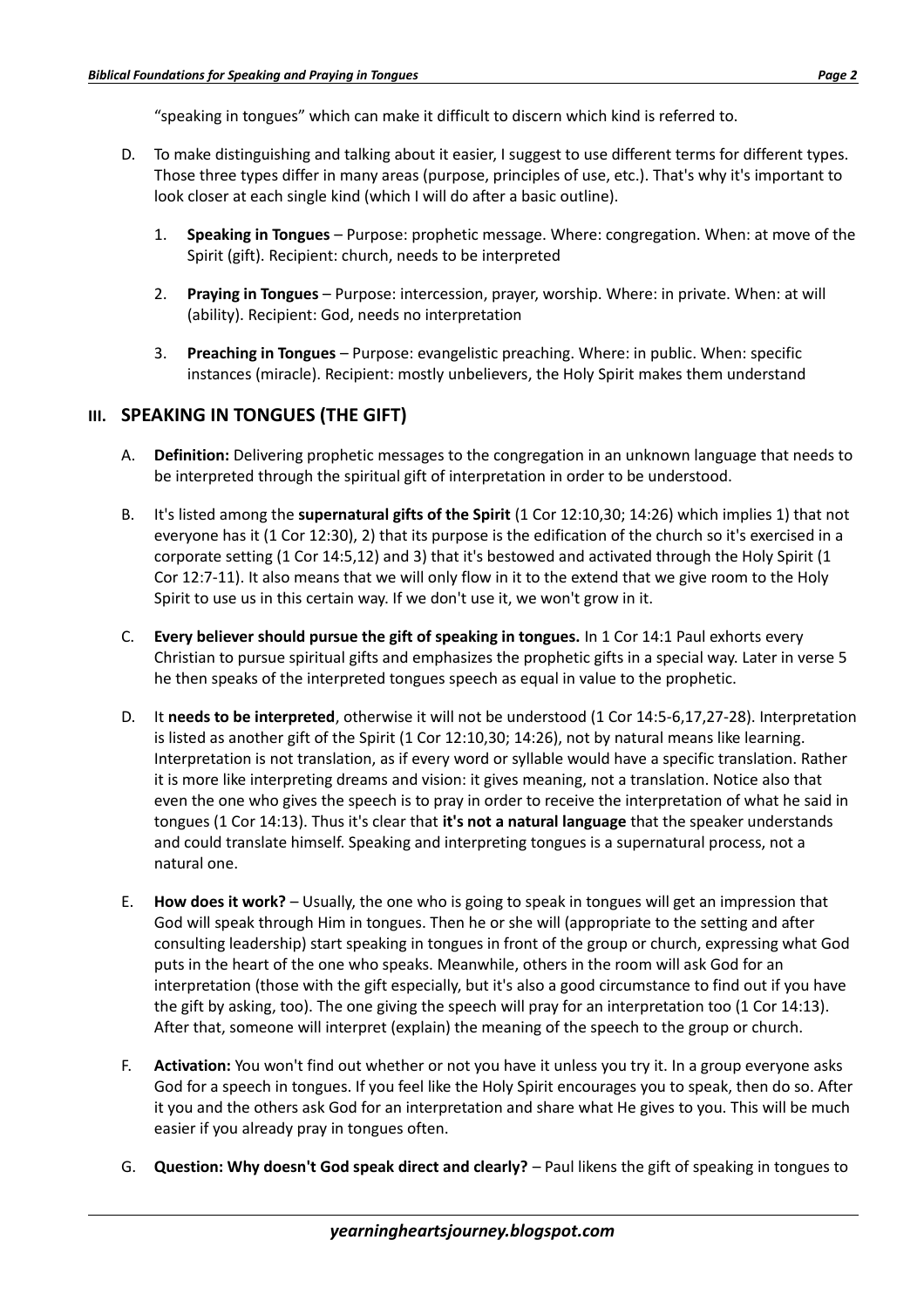"speaking in tongues" which can make it difficult to discern which kind is referred to.

D. To make distinguishing and talking about it easier, I suggest to use different terms for different types. Those three types differ in many areas (purpose, principles of use, etc.). That's why it's important to look closer at each single kind (which I will do after a basic outline).

1. **Speaking in Tongues** – Purpose: prophetic message. Where: congregation. When: at move of the Spirit (gift). Recipient: church, needs to be interpreted

2. **Praying in Tongues** – Purpose: intercession, prayer, worship. Where: in private. When: at will (ability). Recipient: God, needs no interpretation

3. **Preaching in Tongues** – Purpose: evangelistic preaching. Where: in public. When: specific instances (miracle). Recipient: mostly unbelievers, the Holy Spirit makes them understand

## III. SPEAKING IN TONGUES (THE GIFT)

A. **Definition:** Delivering prophetic messages to the congregation in an unknown language that needs to be interpreted through the spiritual gift of interpretation in order to be understood.

B. It's listed among the **supernatural gifts of the Spirit** (1 Cor 12:10,30; 14:26) which implies 1) that not everyone has it (1 Cor 12:30), 2) that its purpose is the edification of the church so it's exercised in a corporate setting (1 Cor 14:5,12) and 3) that it's bestowed and activated through the Holy Spirit (1 Cor 12:7-11). It also means that we will only flow in it to the extend that we give room to the Holy Spirit to use us in this certain way. If we don't use it, we won't grow in it.

C. **Every believer should pursue the gift of speaking in tongues.** In 1 Cor 14:1 Paul exhorts every Christian to pursue spiritual gifts and emphasizes the prophetic gifts in a special way. Later in verse 5 he then speaks of the interpreted tongues speech as equal in value to the prophetic.

D. It **needs to be interpreted**, otherwise it will not be understood (1 Cor 14:5-6,17,27-28). Interpretation is listed as another gift of the Spirit (1 Cor 12:10,30; 14:26), not by natural means like learning. Interpretation is not translation, as if every word or syllable would have a specific translation. Rather it is more like interpreting dreams and vision: it gives meaning, not a translation. Notice also that even the one who gives the speech is to pray in order to receive the interpretation of what he said in tongues (1 Cor 14:13). Thus it's clear that **it's not a natural language** that the speaker understands and could translate himself. Speaking and interpreting tongues is a supernatural process, not a natural one.

E. **How does it work?** – Usually, the one who is going to speak in tongues will get an impression that God will speak through Him in tongues. Then he or she will (appropriate to the setting and after consulting leadership) start speaking in tongues in front of the group or church, expressing what God puts in the heart of the one who speaks. Meanwhile, others in the room will ask God for an interpretation (those with the gift especially, but it's also a good circumstance to find out if you have the gift by asking, too). The one giving the speech will pray for an interpretation too (1 Cor 14:13). After that, someone will interpret (explain) the meaning of the speech to the group or church.

F. **Activation:** You won't find out whether or not you have it unless you try it. In a group everyone asks God for a speech in tongues. If you feel like the Holy Spirit encourages you to speak, then do so. After it you and the others ask God for an interpretation and share what He gives to you. This will be much easier if you already pray in tongues often.

G. **Question: Why doesn't God speak direct and clearly?** – Paul likens the gift of speaking in tongues to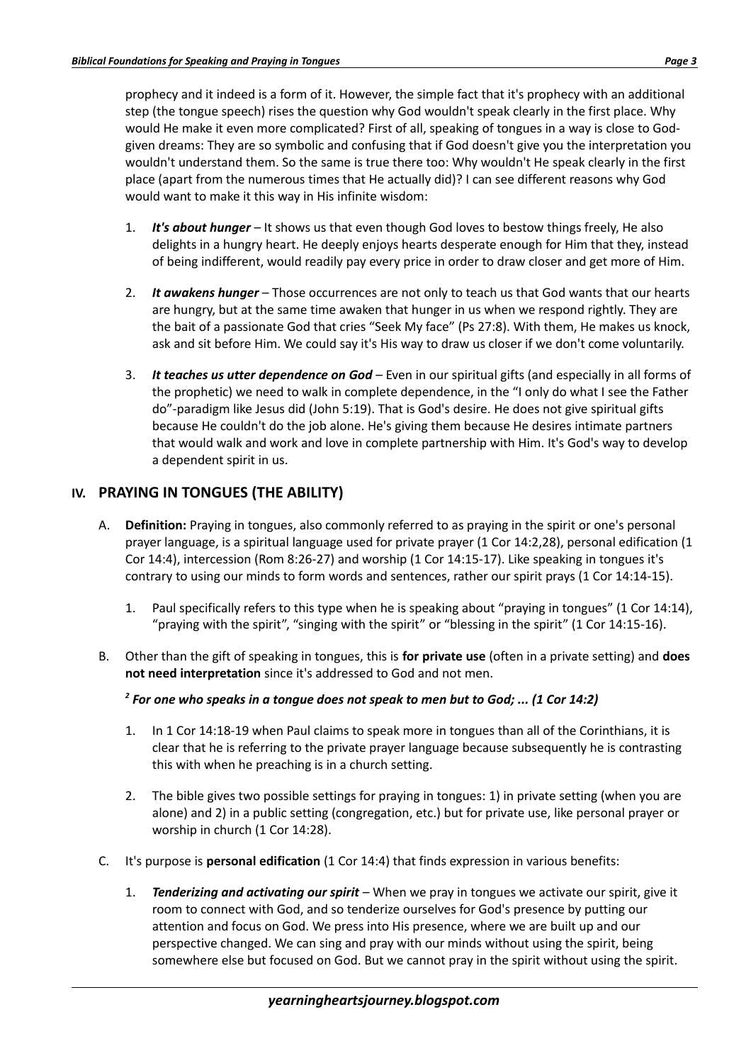prophecy and it indeed is a form of it. However, the simple fact that it's prophecy with an additional step (the tongue speech) rises the question why God wouldn't speak clearly in the first place. Why would He make it even more complicated? First of all, speaking of tongues in a way is close to God-given dreams: They are so symbolic and confusing that if God doesn't give you the interpretation you wouldn't understand them. So the same is true there too: Why wouldn't He speak clearly in the first place (apart from the numerous times that He actually did)? I can see different reasons why God would want to make it this way in His infinite wisdom:

1. ***It's about hunger*** – It shows us that even though God loves to bestow things freely, He also delights in a hungry heart. He deeply enjoys hearts desperate enough for Him that they, instead of being indifferent, would readily pay every price in order to draw closer and get more of Him.

2. ***It awakens hunger*** – Those occurrences are not only to teach us that God wants that our hearts are hungry, but at the same time awaken that hunger in us when we respond rightly. They are the bait of a passionate God that cries "Seek My face" (Ps 27:8). With them, He makes us knock, ask and sit before Him. We could say it's His way to draw us closer if we don't come voluntarily.

3. ***It teaches us utter dependence on God*** – Even in our spiritual gifts (and especially in all forms of the prophetic) we need to walk in complete dependence, in the "I only do what I see the Father do"-paradigm like Jesus did (John 5:19). That is God's desire. He does not give spiritual gifts because He couldn't do the job alone. He's giving them because He desires intimate partners that would walk and work and love in complete partnership with Him. It's God's way to develop a dependent spirit in us.

## IV. PRAYING IN TONGUES (THE ABILITY)

A. **Definition:** Praying in tongues, also commonly referred to as praying in the spirit or one's personal prayer language, is a spiritual language used for private prayer (1 Cor 14:2,28), personal edification (1 Cor 14:4), intercession (Rom 8:26-27) and worship (1 Cor 14:15-17). Like speaking in tongues it's contrary to using our minds to form words and sentences, rather our spirit prays (1 Cor 14:14-15).

   1. Paul specifically refers to this type when he is speaking about "praying in tongues" (1 Cor 14:14), "praying with the spirit", "singing with the spirit" or "blessing in the spirit" (1 Cor 14:15-16).

B. Other than the gift of speaking in tongues, this is **for private use** (often in a private setting) and **does not need interpretation** since it's addressed to God and not men.

   ***[2] For one who speaks in a tongue does not speak to men but to God; ... (1 Cor 14:2)***

   1. In 1 Cor 14:18-19 when Paul claims to speak more in tongues than all of the Corinthians, it is clear that he is referring to the private prayer language because subsequently he is contrasting this with when he preaching is in a church setting.

   2. The bible gives two possible settings for praying in tongues: 1) in private setting (when you are alone) and 2) in a public setting (congregation, etc.) but for private use, like personal prayer or worship in church (1 Cor 14:28).

C. It's purpose is **personal edification** (1 Cor 14:4) that finds expression in various benefits:

   1. ***Tenderizing and activating our spirit*** – When we pray in tongues we activate our spirit, give it room to connect with God, and so tenderize ourselves for God's presence by putting our attention and focus on God. We press into His presence, where we are built up and our perspective changed. We can sing and pray with our minds without using the spirit, being somewhere else but focused on God. But we cannot pray in the spirit without using the spirit.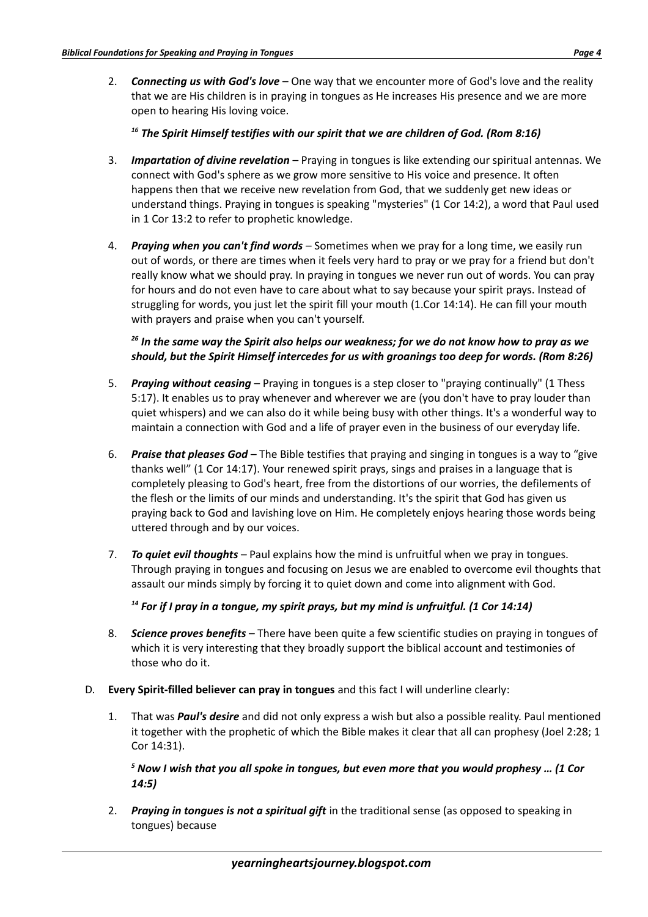2. ***Connecting us with God's love*** – One way that we encounter more of God's love and the reality that we are His children is in praying in tongues as He increases His presence and we are more open to hearing His loving voice.

   ***[16] The Spirit Himself testifies with our spirit that we are children of God. (Rom 8:16)***

3. ***Impartation of divine revelation*** – Praying in tongues is like extending our spiritual antennas. We connect with God's sphere as we grow more sensitive to His voice and presence. It often happens then that we receive new revelation from God, that we suddenly get new ideas or understand things. Praying in tongues is speaking "mysteries" (1 Cor 14:2), a word that Paul used in 1 Cor 13:2 to refer to prophetic knowledge.

4. ***Praying when you can't find words*** – Sometimes when we pray for a long time, we easily run out of words, or there are times when it feels very hard to pray or we pray for a friend but don't really know what we should pray. In praying in tongues we never run out of words. You can pray for hours and do not even have to care about what to say because your spirit prays. Instead of struggling for words, you just let the spirit fill your mouth (1.Cor 14:14). He can fill your mouth with prayers and praise when you can't yourself.

   ***[26] In the same way the Spirit also helps our weakness; for we do not know how to pray as we should, but the Spirit Himself intercedes for us with groanings too deep for words. (Rom 8:26)***

5. ***Praying without ceasing*** – Praying in tongues is a step closer to "praying continually" (1 Thess 5:17). It enables us to pray whenever and wherever we are (you don't have to pray louder than quiet whispers) and we can also do it while being busy with other things. It's a wonderful way to maintain a connection with God and a life of prayer even in the business of our everyday life.

6. ***Praise that pleases God*** – The Bible testifies that praying and singing in tongues is a way to "give thanks well" (1 Cor 14:17). Your renewed spirit prays, sings and praises in a language that is completely pleasing to God's heart, free from the distortions of our worries, the defilements of the flesh or the limits of our minds and understanding. It's the spirit that God has given us praying back to God and lavishing love on Him. He completely enjoys hearing those words being uttered through and by our voices.

7. ***To quiet evil thoughts*** – Paul explains how the mind is unfruitful when we pray in tongues. Through praying in tongues and focusing on Jesus we are enabled to overcome evil thoughts that assault our minds simply by forcing it to quiet down and come into alignment with God.

   ***[14] For if I pray in a tongue, my spirit prays, but my mind is unfruitful. (1 Cor 14:14)***

8. ***Science proves benefits*** – There have been quite a few scientific studies on praying in tongues of which it is very interesting that they broadly support the biblical account and testimonies of those who do it.

D. **Every Spirit-filled believer can pray in tongues** and this fact I will underline clearly:

1. That was ***Paul's desire*** and did not only express a wish but also a possible reality. Paul mentioned it together with the prophetic of which the Bible makes it clear that all can prophesy (Joel 2:28; 1 Cor 14:31).

   ***[5] Now I wish that you all spoke in tongues, but even more that you would prophesy … (1 Cor 14:5)***

2. ***Praying in tongues is not a spiritual gift*** in the traditional sense (as opposed to speaking in tongues) because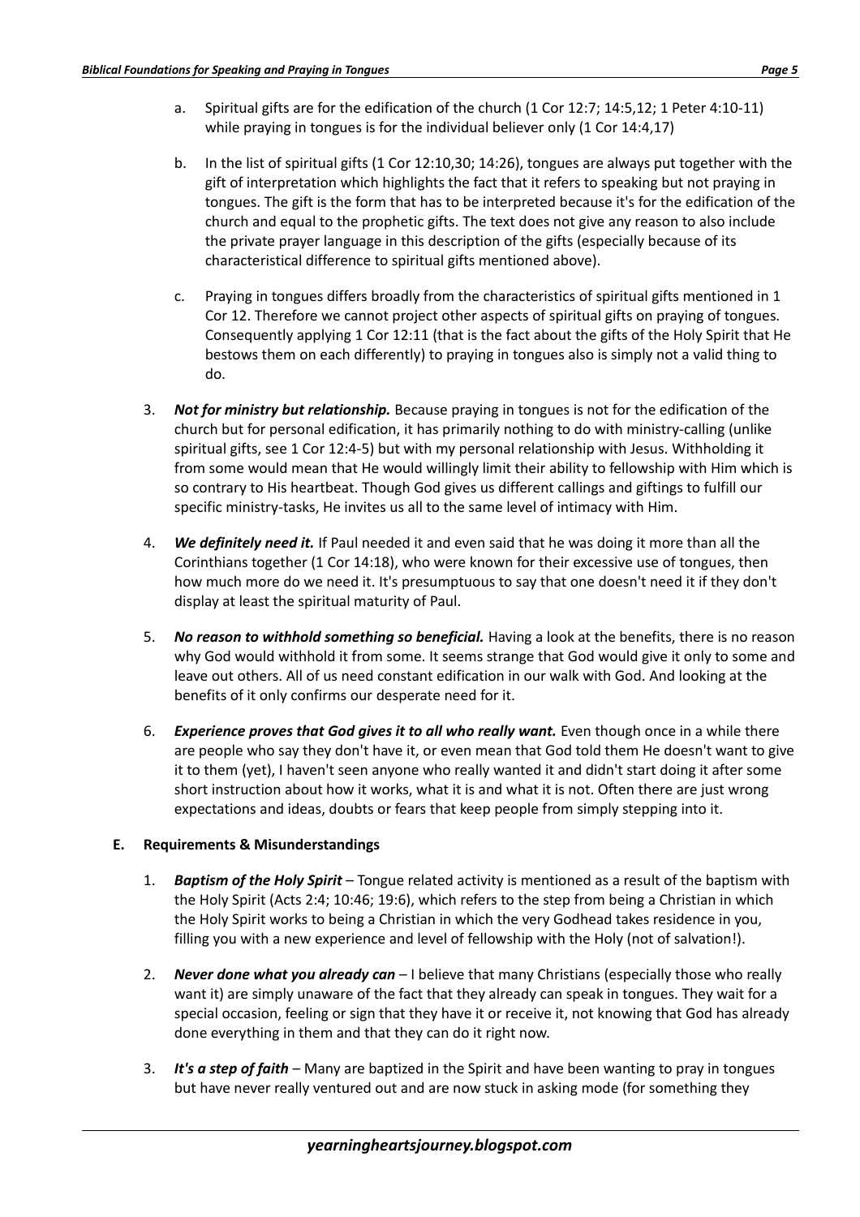a. Spiritual gifts are for the edification of the church (1 Cor 12:7; 14:5,12; 1 Peter 4:10-11) while praying in tongues is for the individual believer only (1 Cor 14:4,17)

b. In the list of spiritual gifts (1 Cor 12:10,30; 14:26), tongues are always put together with the gift of interpretation which highlights the fact that it refers to speaking but not praying in tongues. The gift is the form that has to be interpreted because it's for the edification of the church and equal to the prophetic gifts. The text does not give any reason to also include the private prayer language in this description of the gifts (especially because of its characteristical difference to spiritual gifts mentioned above).

c. Praying in tongues differs broadly from the characteristics of spiritual gifts mentioned in 1 Cor 12. Therefore we cannot project other aspects of spiritual gifts on praying of tongues. Consequently applying 1 Cor 12:11 (that is the fact about the gifts of the Holy Spirit that He bestows them on each differently) to praying in tongues also is simply not a valid thing to do.

3. ***Not for ministry but relationship.*** Because praying in tongues is not for the edification of the church but for personal edification, it has primarily nothing to do with ministry-calling (unlike spiritual gifts, see 1 Cor 12:4-5) but with my personal relationship with Jesus. Withholding it from some would mean that He would willingly limit their ability to fellowship with Him which is so contrary to His heartbeat. Though God gives us different callings and giftings to fulfill our specific ministry-tasks, He invites us all to the same level of intimacy with Him.

4. ***We definitely need it.*** If Paul needed it and even said that he was doing it more than all the Corinthians together (1 Cor 14:18), who were known for their excessive use of tongues, then how much more do we need it. It's presumptuous to say that one doesn't need it if they don't display at least the spiritual maturity of Paul.

5. ***No reason to withhold something so beneficial.*** Having a look at the benefits, there is no reason why God would withhold it from some. It seems strange that God would give it only to some and leave out others. All of us need constant edification in our walk with God. And looking at the benefits of it only confirms our desperate need for it.

6. ***Experience proves that God gives it to all who really want.*** Even though once in a while there are people who say they don't have it, or even mean that God told them He doesn't want to give it to them (yet), I haven't seen anyone who really wanted it and didn't start doing it after some short instruction about how it works, what it is and what it is not. Often there are just wrong expectations and ideas, doubts or fears that keep people from simply stepping into it.

### E. Requirements & Misunderstandings

1. ***Baptism of the Holy Spirit*** – Tongue related activity is mentioned as a result of the baptism with the Holy Spirit (Acts 2:4; 10:46; 19:6), which refers to the step from being a Christian in which the Holy Spirit works to being a Christian in which the very Godhead takes residence in you, filling you with a new experience and level of fellowship with the Holy (not of salvation!).

2. ***Never done what you already can*** – I believe that many Christians (especially those who really want it) are simply unaware of the fact that they already can speak in tongues. They wait for a special occasion, feeling or sign that they have it or receive it, not knowing that God has already done everything in them and that they can do it right now.

3. ***It's a step of faith*** – Many are baptized in the Spirit and have been wanting to pray in tongues but have never really ventured out and are now stuck in asking mode (for something they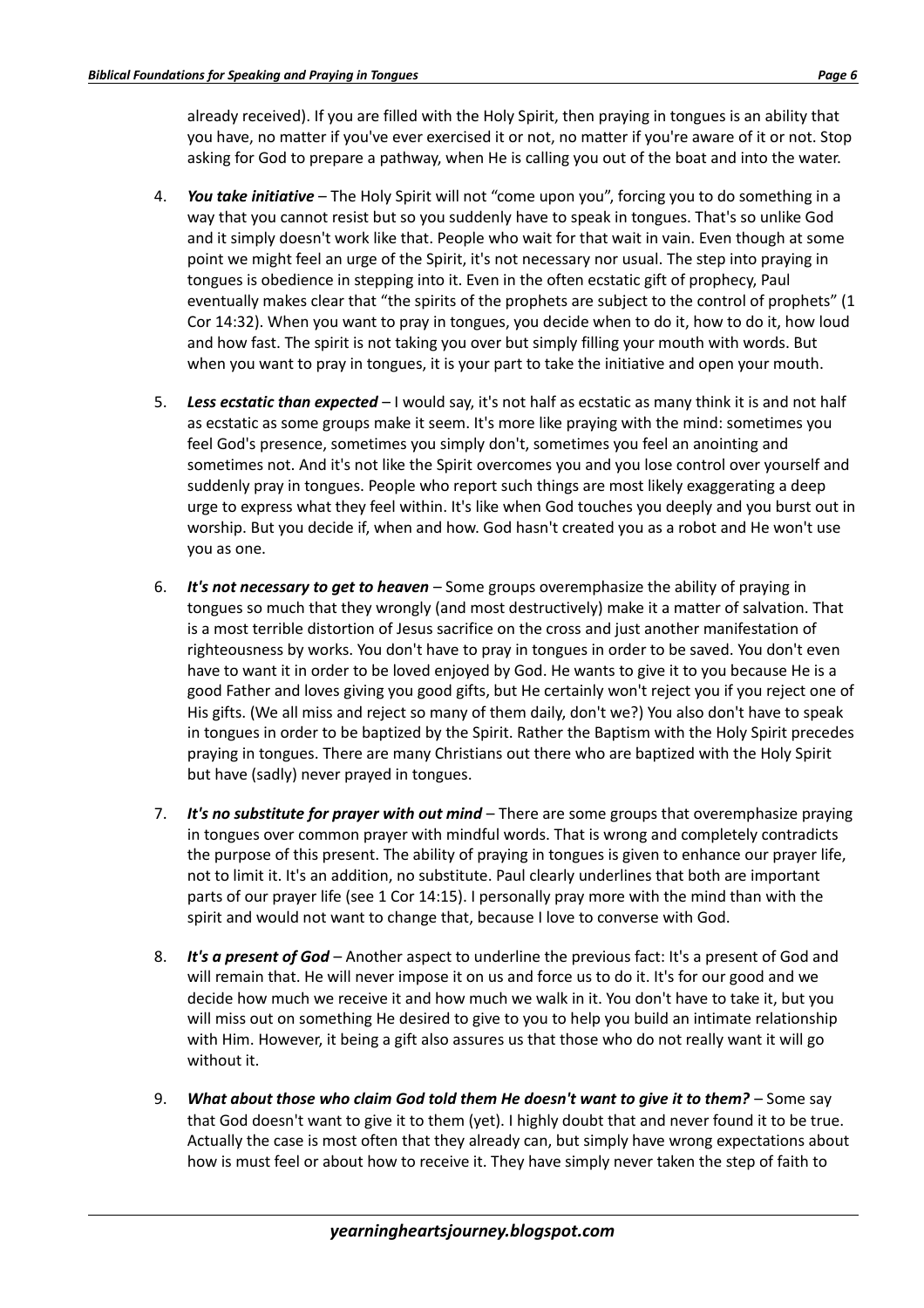already received). If you are filled with the Holy Spirit, then praying in tongues is an ability that you have, no matter if you've ever exercised it or not, no matter if you're aware of it or not. Stop asking for God to prepare a pathway, when He is calling you out of the boat and into the water.

4. ***You take initiative*** – The Holy Spirit will not "come upon you", forcing you to do something in a way that you cannot resist but so you suddenly have to speak in tongues. That's so unlike God and it simply doesn't work like that. People who wait for that wait in vain. Even though at some point we might feel an urge of the Spirit, it's not necessary nor usual. The step into praying in tongues is obedience in stepping into it. Even in the often ecstatic gift of prophecy, Paul eventually makes clear that "the spirits of the prophets are subject to the control of prophets" (1 Cor 14:32). When you want to pray in tongues, you decide when to do it, how to do it, how loud and how fast. The spirit is not taking you over but simply filling your mouth with words. But when you want to pray in tongues, it is your part to take the initiative and open your mouth.

5. ***Less ecstatic than expected*** – I would say, it's not half as ecstatic as many think it is and not half as ecstatic as some groups make it seem. It's more like praying with the mind: sometimes you feel God's presence, sometimes you simply don't, sometimes you feel an anointing and sometimes not. And it's not like the Spirit overcomes you and you lose control over yourself and suddenly pray in tongues. People who report such things are most likely exaggerating a deep urge to express what they feel within. It's like when God touches you deeply and you burst out in worship. But you decide if, when and how. God hasn't created you as a robot and He won't use you as one.

6. ***It's not necessary to get to heaven*** – Some groups overemphasize the ability of praying in tongues so much that they wrongly (and most destructively) make it a matter of salvation. That is a most terrible distortion of Jesus sacrifice on the cross and just another manifestation of righteousness by works. You don't have to pray in tongues in order to be saved. You don't even have to want it in order to be loved enjoyed by God. He wants to give it to you because He is a good Father and loves giving you good gifts, but He certainly won't reject you if you reject one of His gifts. (We all miss and reject so many of them daily, don't we?) You also don't have to speak in tongues in order to be baptized by the Spirit. Rather the Baptism with the Holy Spirit precedes praying in tongues. There are many Christians out there who are baptized with the Holy Spirit but have (sadly) never prayed in tongues.

7. ***It's no substitute for prayer with out mind*** – There are some groups that overemphasize praying in tongues over common prayer with mindful words. That is wrong and completely contradicts the purpose of this present. The ability of praying in tongues is given to enhance our prayer life, not to limit it. It's an addition, no substitute. Paul clearly underlines that both are important parts of our prayer life (see 1 Cor 14:15). I personally pray more with the mind than with the spirit and would not want to change that, because I love to converse with God.

8. ***It's a present of God*** – Another aspect to underline the previous fact: It's a present of God and will remain that. He will never impose it on us and force us to do it. It's for our good and we decide how much we receive it and how much we walk in it. You don't have to take it, but you will miss out on something He desired to give to you to help you build an intimate relationship with Him. However, it being a gift also assures us that those who do not really want it will go without it.

9. ***What about those who claim God told them He doesn't want to give it to them?*** – Some say that God doesn't want to give it to them (yet). I highly doubt that and never found it to be true. Actually the case is most often that they already can, but simply have wrong expectations about how is must feel or about how to receive it. They have simply never taken the step of faith to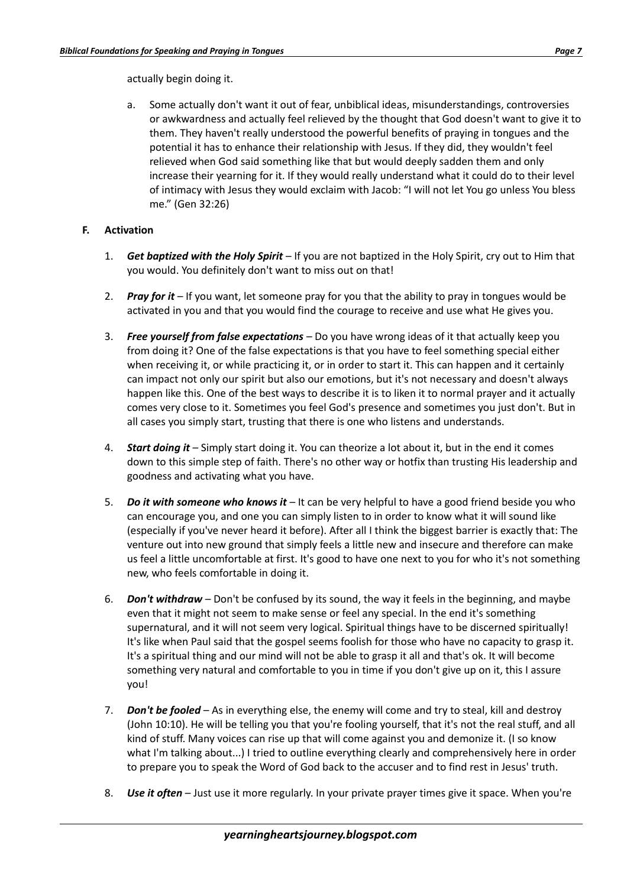actually begin doing it.

a. Some actually don't want it out of fear, unbiblical ideas, misunderstandings, controversies or awkwardness and actually feel relieved by the thought that God doesn't want to give it to them. They haven't really understood the powerful benefits of praying in tongues and the potential it has to enhance their relationship with Jesus. If they did, they wouldn't feel relieved when God said something like that but would deeply sadden them and only increase their yearning for it. If they would really understand what it could do to their level of intimacy with Jesus they would exclaim with Jacob: "I will not let You go unless You bless me." (Gen 32:26)

### F. Activation

1. ***Get baptized with the Holy Spirit*** – If you are not baptized in the Holy Spirit, cry out to Him that you would. You definitely don't want to miss out on that!

2. ***Pray for it*** – If you want, let someone pray for you that the ability to pray in tongues would be activated in you and that you would find the courage to receive and use what He gives you.

3. ***Free yourself from false expectations*** – Do you have wrong ideas of it that actually keep you from doing it? One of the false expectations is that you have to feel something special either when receiving it, or while practicing it, or in order to start it. This can happen and it certainly can impact not only our spirit but also our emotions, but it's not necessary and doesn't always happen like this. One of the best ways to describe it is to liken it to normal prayer and it actually comes very close to it. Sometimes you feel God's presence and sometimes you just don't. But in all cases you simply start, trusting that there is one who listens and understands.

4. ***Start doing it*** – Simply start doing it. You can theorize a lot about it, but in the end it comes down to this simple step of faith. There's no other way or hotfix than trusting His leadership and goodness and activating what you have.

5. ***Do it with someone who knows it*** – It can be very helpful to have a good friend beside you who can encourage you, and one you can simply listen to in order to know what it will sound like (especially if you've never heard it before). After all I think the biggest barrier is exactly that: The venture out into new ground that simply feels a little new and insecure and therefore can make us feel a little uncomfortable at first. It's good to have one next to you for who it's not something new, who feels comfortable in doing it.

6. ***Don't withdraw*** – Don't be confused by its sound, the way it feels in the beginning, and maybe even that it might not seem to make sense or feel any special. In the end it's something supernatural, and it will not seem very logical. Spiritual things have to be discerned spiritually! It's like when Paul said that the gospel seems foolish for those who have no capacity to grasp it. It's a spiritual thing and our mind will not be able to grasp it all and that's ok. It will become something very natural and comfortable to you in time if you don't give up on it, this I assure you!

7. ***Don't be fooled*** – As in everything else, the enemy will come and try to steal, kill and destroy (John 10:10). He will be telling you that you're fooling yourself, that it's not the real stuff, and all kind of stuff. Many voices can rise up that will come against you and demonize it. (I so know what I'm talking about...) I tried to outline everything clearly and comprehensively here in order to prepare you to speak the Word of God back to the accuser and to find rest in Jesus' truth.

8. ***Use it often*** – Just use it more regularly. In your private prayer times give it space. When you're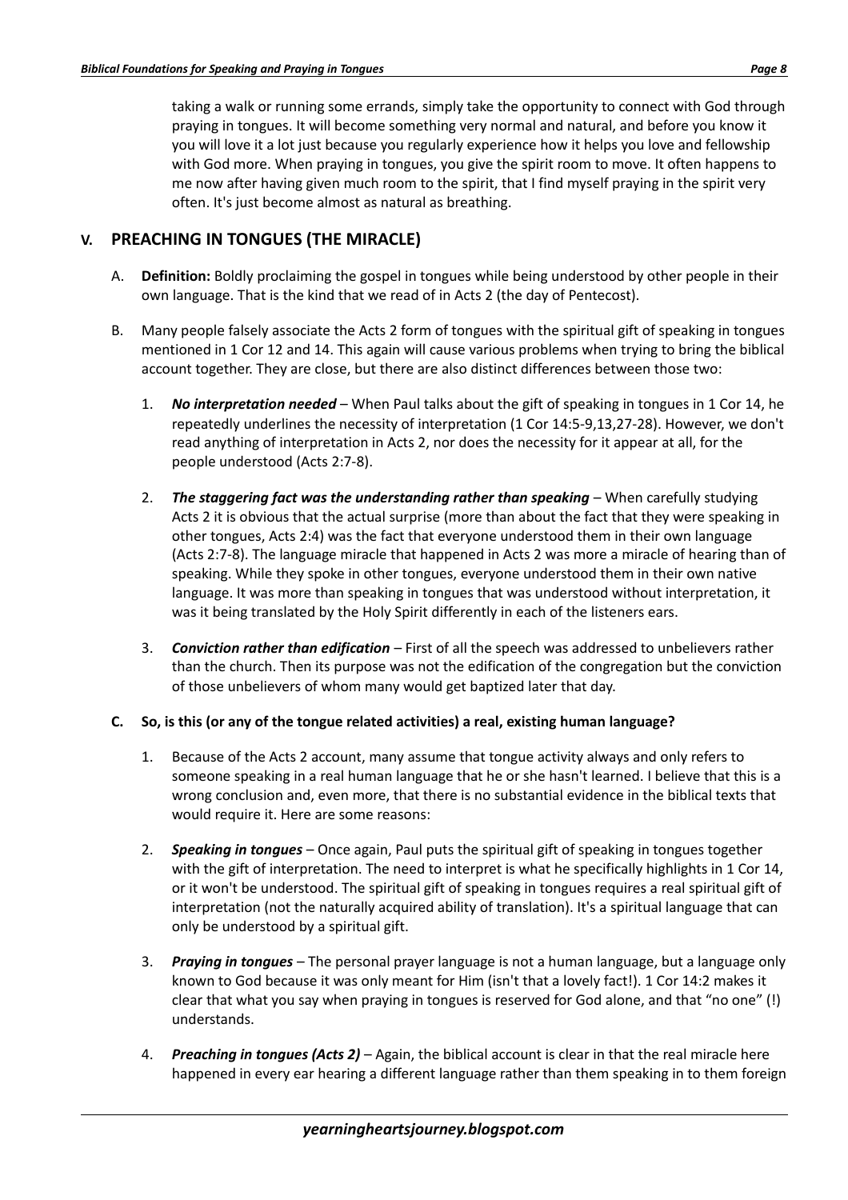taking a walk or running some errands, simply take the opportunity to connect with God through praying in tongues. It will become something very normal and natural, and before you know it you will love it a lot just because you regularly experience how it helps you love and fellowship with God more. When praying in tongues, you give the spirit room to move. It often happens to me now after having given much room to the spirit, that I find myself praying in the spirit very often. It's just become almost as natural as breathing.

## V. PREACHING IN TONGUES (THE MIRACLE)

A. **Definition:** Boldly proclaiming the gospel in tongues while being understood by other people in their own language. That is the kind that we read of in Acts 2 (the day of Pentecost).

B. Many people falsely associate the Acts 2 form of tongues with the spiritual gift of speaking in tongues mentioned in 1 Cor 12 and 14. This again will cause various problems when trying to bring the biblical account together. They are close, but there are also distinct differences between those two:

1. ***No interpretation needed*** – When Paul talks about the gift of speaking in tongues in 1 Cor 14, he repeatedly underlines the necessity of interpretation (1 Cor 14:5-9,13,27-28). However, we don't read anything of interpretation in Acts 2, nor does the necessity for it appear at all, for the people understood (Acts 2:7-8).

2. ***The staggering fact was the understanding rather than speaking*** – When carefully studying Acts 2 it is obvious that the actual surprise (more than about the fact that they were speaking in other tongues, Acts 2:4) was the fact that everyone understood them in their own language (Acts 2:7-8). The language miracle that happened in Acts 2 was more a miracle of hearing than of speaking. While they spoke in other tongues, everyone understood them in their own native language. It was more than speaking in tongues that was understood without interpretation, it was it being translated by the Holy Spirit differently in each of the listeners ears.

3. ***Conviction rather than edification*** – First of all the speech was addressed to unbelievers rather than the church. Then its purpose was not the edification of the congregation but the conviction of those unbelievers of whom many would get baptized later that day.

**C. So, is this (or any of the tongue related activities) a real, existing human language?**

1. Because of the Acts 2 account, many assume that tongue activity always and only refers to someone speaking in a real human language that he or she hasn't learned. I believe that this is a wrong conclusion and, even more, that there is no substantial evidence in the biblical texts that would require it. Here are some reasons:

2. ***Speaking in tongues*** – Once again, Paul puts the spiritual gift of speaking in tongues together with the gift of interpretation. The need to interpret is what he specifically highlights in 1 Cor 14, or it won't be understood. The spiritual gift of speaking in tongues requires a real spiritual gift of interpretation (not the naturally acquired ability of translation). It's a spiritual language that can only be understood by a spiritual gift.

3. ***Praying in tongues*** – The personal prayer language is not a human language, but a language only known to God because it was only meant for Him (isn't that a lovely fact!). 1 Cor 14:2 makes it clear that what you say when praying in tongues is reserved for God alone, and that "no one" (!) understands.

4. ***Preaching in tongues (Acts 2)*** – Again, the biblical account is clear in that the real miracle here happened in every ear hearing a different language rather than them speaking in to them foreign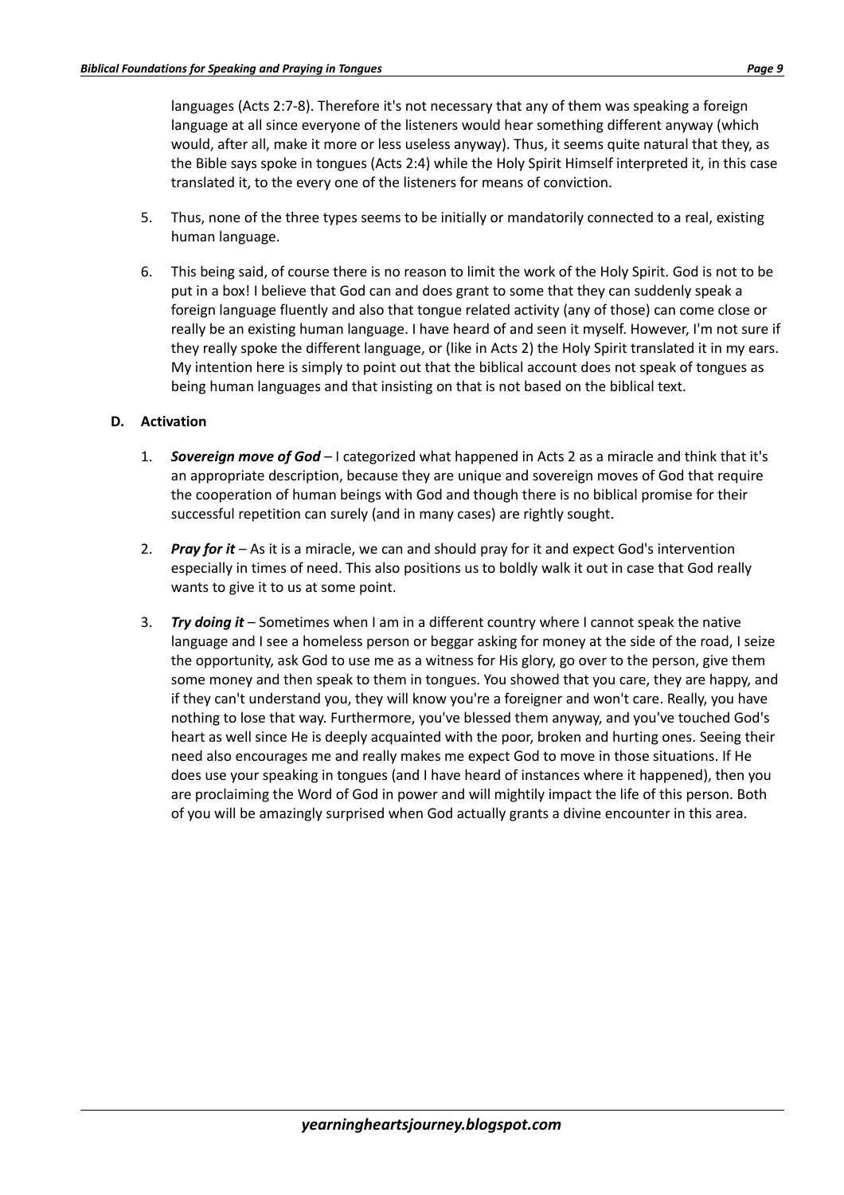languages (Acts 2:7-8). Therefore it's not necessary that any of them was speaking a foreign language at all since everyone of the listeners would hear something different anyway (which would, after all, make it more or less useless anyway). Thus, it seems quite natural that they, as the Bible says spoke in tongues (Acts 2:4) while the Holy Spirit Himself interpreted it, in this case translated it, to the every one of the listeners for means of conviction.

5. Thus, none of the three types seems to be initially or mandatorily connected to a real, existing human language.

6. This being said, of course there is no reason to limit the work of the Holy Spirit. God is not to be put in a box! I believe that God can and does grant to some that they can suddenly speak a foreign language fluently and also that tongue related activity (any of those) can come close or really be an existing human language. I have heard of and seen it myself. However, I'm not sure if they really spoke the different language, or (like in Acts 2) the Holy Spirit translated it in my ears. My intention here is simply to point out that the biblical account does not speak of tongues as being human languages and that insisting on that is not based on the biblical text.

### D. Activation

1. ***Sovereign move of God*** – I categorized what happened in Acts 2 as a miracle and think that it's an appropriate description, because they are unique and sovereign moves of God that require the cooperation of human beings with God and though there is no biblical promise for their successful repetition can surely (and in many cases) are rightly sought.

2. ***Pray for it*** – As it is a miracle, we can and should pray for it and expect God's intervention especially in times of need. This also positions us to boldly walk it out in case that God really wants to give it to us at some point.

3. ***Try doing it*** – Sometimes when I am in a different country where I cannot speak the native language and I see a homeless person or beggar asking for money at the side of the road, I seize the opportunity, ask God to use me as a witness for His glory, go over to the person, give them some money and then speak to them in tongues. You showed that you care, they are happy, and if they can't understand you, they will know you're a foreigner and won't care. Really, you have nothing to lose that way. Furthermore, you've blessed them anyway, and you've touched God's heart as well since He is deeply acquainted with the poor, broken and hurting ones. Seeing their need also encourages me and really makes me expect God to move in those situations. If He does use your speaking in tongues (and I have heard of instances where it happened), then you are proclaiming the Word of God in power and will mightily impact the life of this person. Both of you will be amazingly surprised when God actually grants a divine encounter in this area.